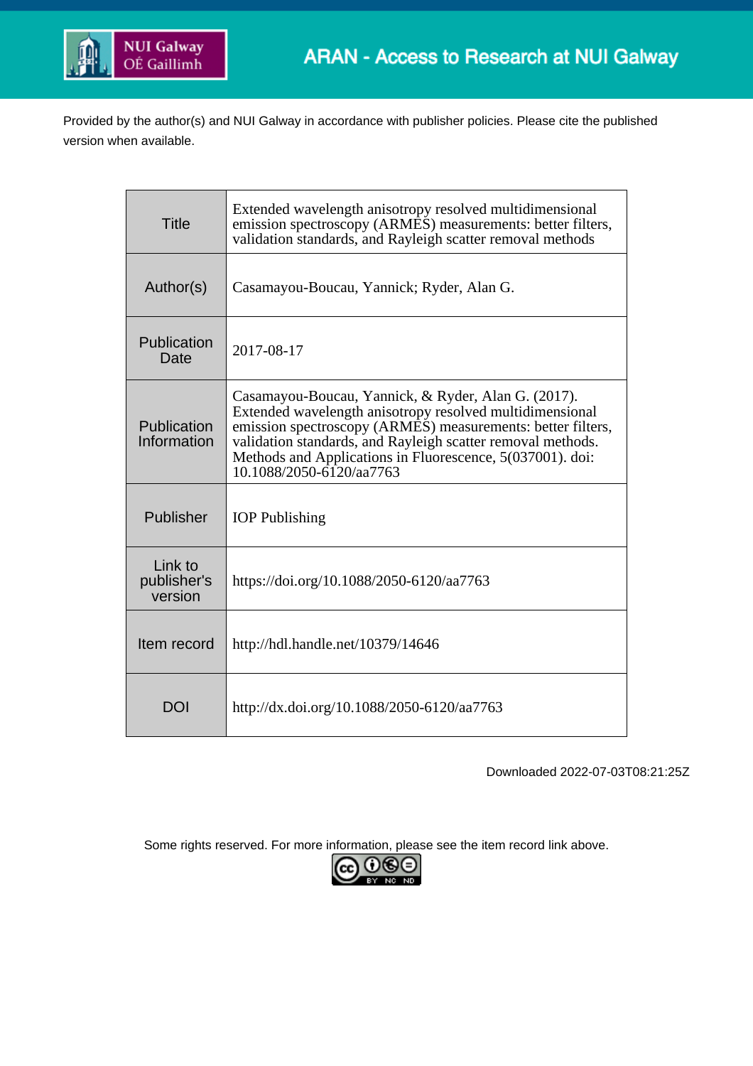ARAN - Access to Research at NUI Galway

Provided by the author(s) and NUI Galway in accordance with publisher policies. Please cite the published version when available.

| | |
|---|---|
| Title | Extended wavelength anisotropy resolved multidimensional emission spectroscopy (ARMES) measurements: better filters, validation standards, and Rayleigh scatter removal methods |
| Author(s) | Casamayou-Boucau, Yannick; Ryder, Alan G. |
| Publication Date | 2017-08-17 |
| Publication Information | Casamayou-Boucau, Yannick, & Ryder, Alan G. (2017). Extended wavelength anisotropy resolved multidimensional emission spectroscopy (ARMES) measurements: better filters, validation standards, and Rayleigh scatter removal methods. Methods and Applications in Fluorescence, 5(037001). doi: 10.1088/2050-6120/aa7763 |
| Publisher | IOP Publishing |
| Link to publisher's version | https://doi.org/10.1088/2050-6120/aa7763 |
| Item record | http://hdl.handle.net/10379/14646 |
| DOI | http://dx.doi.org/10.1088/2050-6120/aa7763 |

Downloaded 2022-07-03T08:21:25Z

Some rights reserved. For more information, please see the item record link above.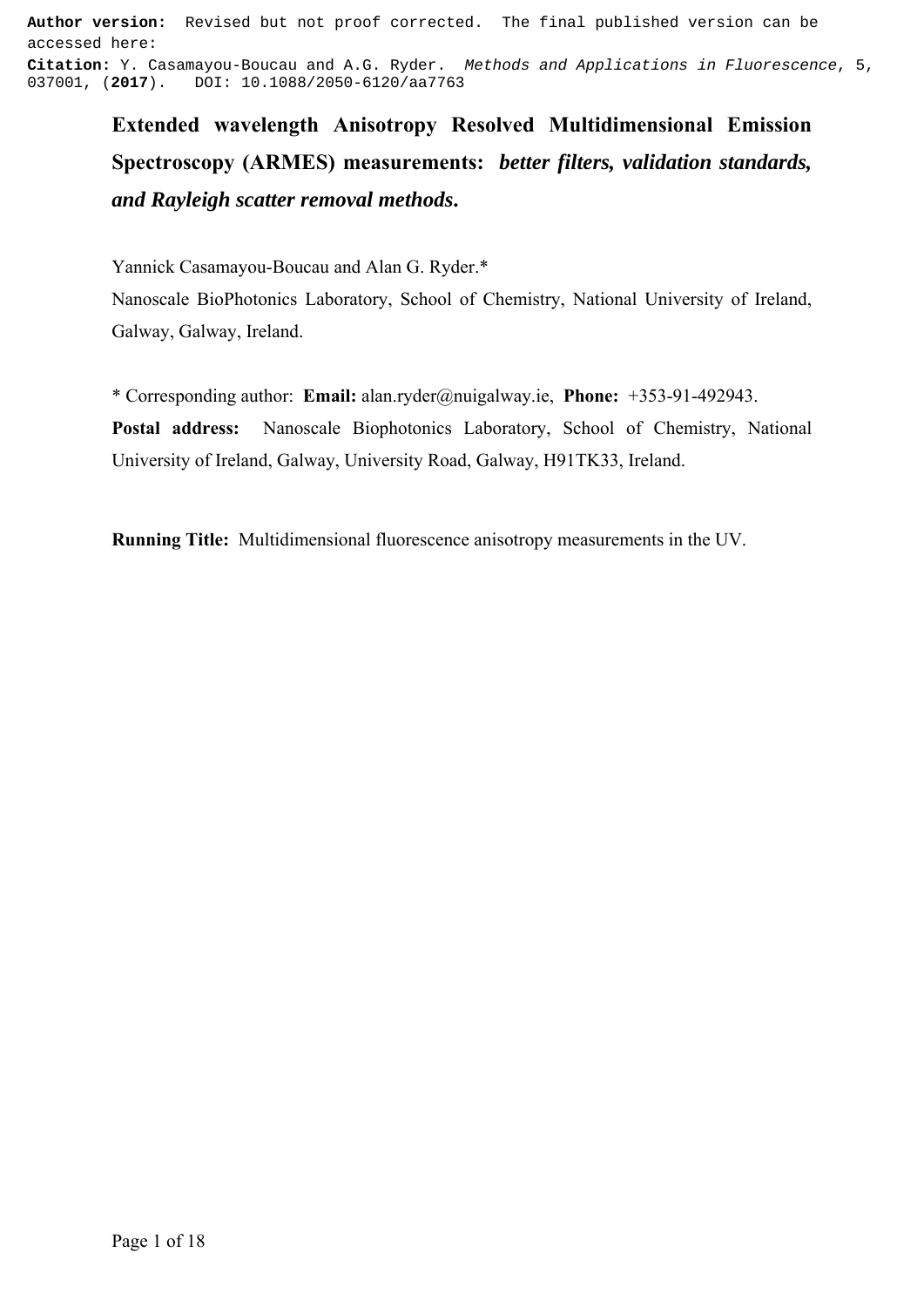**Author version:** Revised but not proof corrected. The final published version can be accessed here:
**Citation:** Y. Casamayou-Boucau and A.G. Ryder. *Methods and Applications in Fluorescence*, 5, 037001, (**2017**). DOI: 10.1088/2050-6120/aa7763

# Extended wavelength Anisotropy Resolved Multidimensional Emission Spectroscopy (ARMES) measurements: *better filters, validation standards, and Rayleigh scatter removal methods.*

Yannick Casamayou-Boucau and Alan G. Ryder.*

Nanoscale BioPhotonics Laboratory, School of Chemistry, National University of Ireland, Galway, Galway, Ireland.

\* Corresponding author: **Email:** alan.ryder@nuigalway.ie, **Phone:** +353-91-492943.

**Postal address:** Nanoscale Biophotonics Laboratory, School of Chemistry, National University of Ireland, Galway, University Road, Galway, H91TK33, Ireland.

**Running Title:** Multidimensional fluorescence anisotropy measurements in the UV.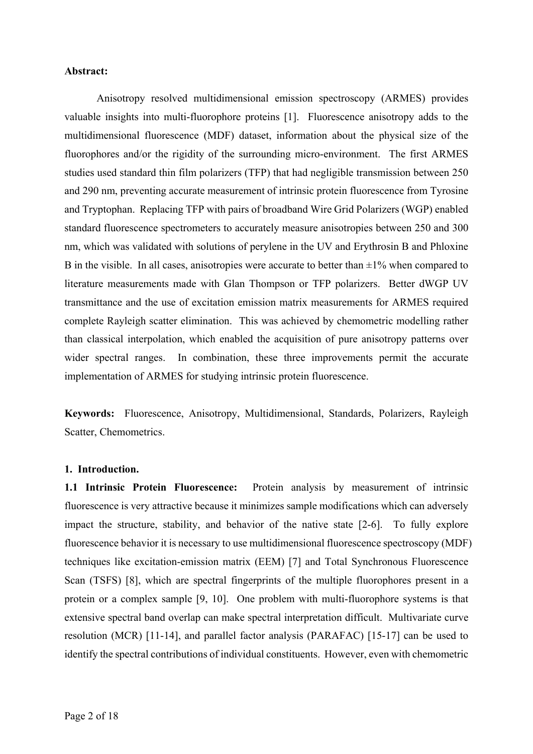**Abstract:**

Anisotropy resolved multidimensional emission spectroscopy (ARMES) provides valuable insights into multi-fluorophore proteins [1]. Fluorescence anisotropy adds to the multidimensional fluorescence (MDF) dataset, information about the physical size of the fluorophores and/or the rigidity of the surrounding micro-environment. The first ARMES studies used standard thin film polarizers (TFP) that had negligible transmission between 250 and 290 nm, preventing accurate measurement of intrinsic protein fluorescence from Tyrosine and Tryptophan. Replacing TFP with pairs of broadband Wire Grid Polarizers (WGP) enabled standard fluorescence spectrometers to accurately measure anisotropies between 250 and 300 nm, which was validated with solutions of perylene in the UV and Erythrosin B and Phloxine B in the visible. In all cases, anisotropies were accurate to better than ±1% when compared to literature measurements made with Glan Thompson or TFP polarizers. Better dWGP UV transmittance and the use of excitation emission matrix measurements for ARMES required complete Rayleigh scatter elimination. This was achieved by chemometric modelling rather than classical interpolation, which enabled the acquisition of pure anisotropy patterns over wider spectral ranges. In combination, these three improvements permit the accurate implementation of ARMES for studying intrinsic protein fluorescence.

**Keywords:** Fluorescence, Anisotropy, Multidimensional, Standards, Polarizers, Rayleigh Scatter, Chemometrics.

## 1. Introduction.

**1.1 Intrinsic Protein Fluorescence:** Protein analysis by measurement of intrinsic fluorescence is very attractive because it minimizes sample modifications which can adversely impact the structure, stability, and behavior of the native state [2-6]. To fully explore fluorescence behavior it is necessary to use multidimensional fluorescence spectroscopy (MDF) techniques like excitation-emission matrix (EEM) [7] and Total Synchronous Fluorescence Scan (TSFS) [8], which are spectral fingerprints of the multiple fluorophores present in a protein or a complex sample [9, 10]. One problem with multi-fluorophore systems is that extensive spectral band overlap can make spectral interpretation difficult. Multivariate curve resolution (MCR) [11-14], and parallel factor analysis (PARAFAC) [15-17] can be used to identify the spectral contributions of individual constituents. However, even with chemometric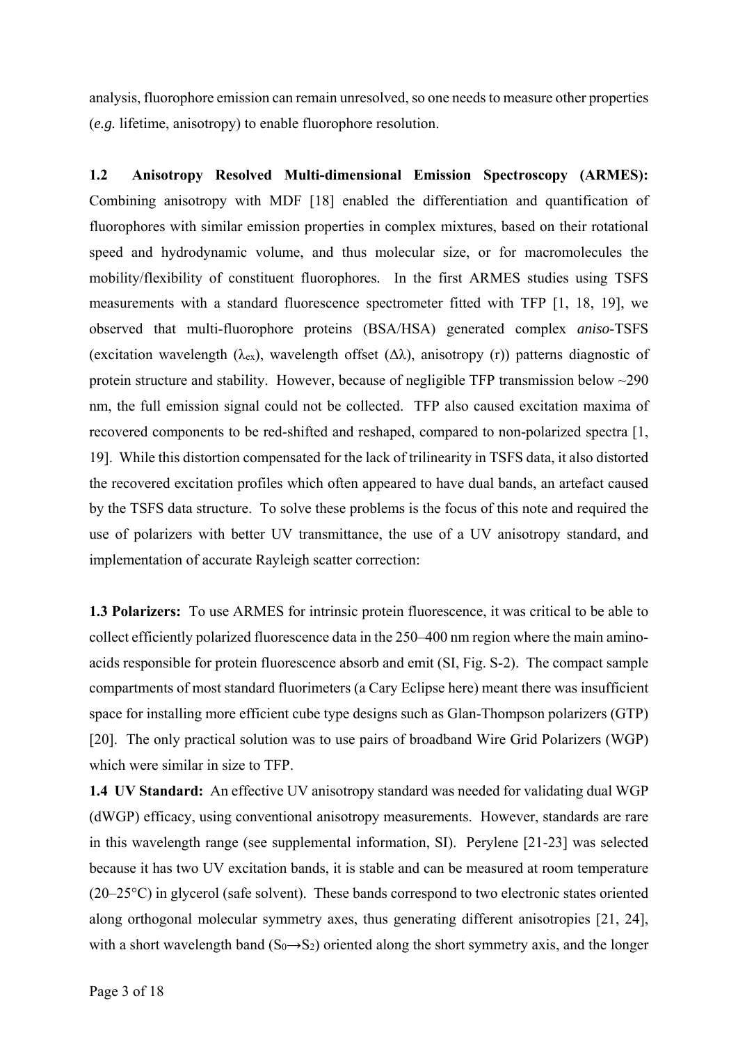analysis, fluorophore emission can remain unresolved, so one needs to measure other properties (*e.g.* lifetime, anisotropy) to enable fluorophore resolution.

**1.2 Anisotropy Resolved Multi-dimensional Emission Spectroscopy (ARMES):** Combining anisotropy with MDF [18] enabled the differentiation and quantification of fluorophores with similar emission properties in complex mixtures, based on their rotational speed and hydrodynamic volume, and thus molecular size, or for macromolecules the mobility/flexibility of constituent fluorophores. In the first ARMES studies using TSFS measurements with a standard fluorescence spectrometer fitted with TFP [1, 18, 19], we observed that multi-fluorophore proteins (BSA/HSA) generated complex *aniso*-TSFS (excitation wavelength ($\lambda_{ex}$), wavelength offset ($\Delta\lambda$), anisotropy (r)) patterns diagnostic of protein structure and stability. However, because of negligible TFP transmission below ~290 nm, the full emission signal could not be collected. TFP also caused excitation maxima of recovered components to be red-shifted and reshaped, compared to non-polarized spectra [1, 19]. While this distortion compensated for the lack of trilinearity in TSFS data, it also distorted the recovered excitation profiles which often appeared to have dual bands, an artefact caused by the TSFS data structure. To solve these problems is the focus of this note and required the use of polarizers with better UV transmittance, the use of a UV anisotropy standard, and implementation of accurate Rayleigh scatter correction:

**1.3 Polarizers:** To use ARMES for intrinsic protein fluorescence, it was critical to be able to collect efficiently polarized fluorescence data in the 250–400 nm region where the main amino-acids responsible for protein fluorescence absorb and emit (SI, Fig. S-2). The compact sample compartments of most standard fluorimeters (a Cary Eclipse here) meant there was insufficient space for installing more efficient cube type designs such as Glan-Thompson polarizers (GTP) [20]. The only practical solution was to use pairs of broadband Wire Grid Polarizers (WGP) which were similar in size to TFP.

**1.4 UV Standard:** An effective UV anisotropy standard was needed for validating dual WGP (dWGP) efficacy, using conventional anisotropy measurements. However, standards are rare in this wavelength range (see supplemental information, SI). Perylene [21-23] was selected because it has two UV excitation bands, it is stable and can be measured at room temperature (20–25°C) in glycerol (safe solvent). These bands correspond to two electronic states oriented along orthogonal molecular symmetry axes, thus generating different anisotropies [21, 24], with a short wavelength band ($S_0 \rightarrow S_2$) oriented along the short symmetry axis, and the longer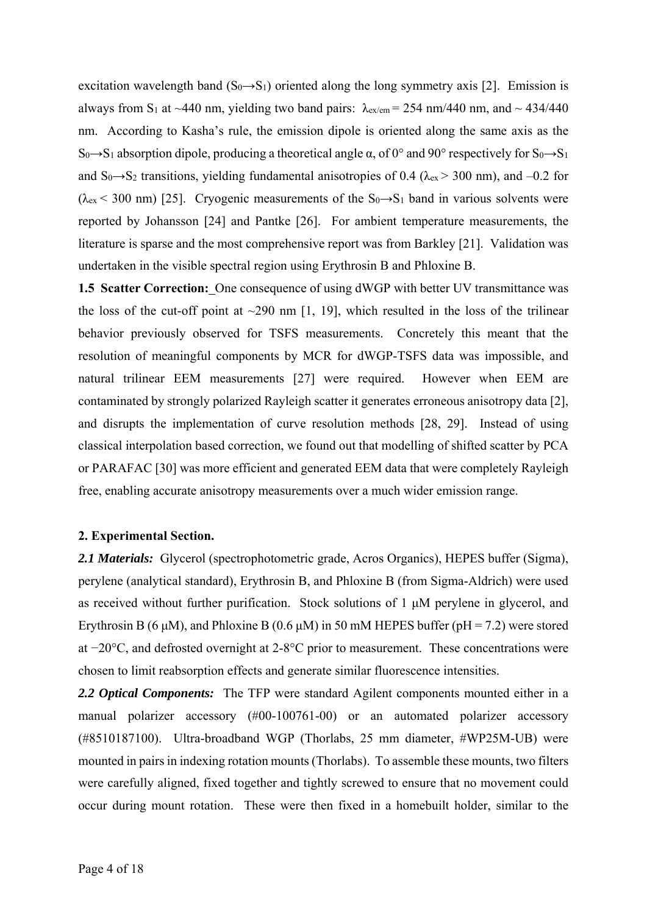excitation wavelength band ($S_0 \rightarrow S_1$) oriented along the long symmetry axis [2]. Emission is always from $S_1$ at ~440 nm, yielding two band pairs: $\lambda_{ex/em}$ = 254 nm/440 nm, and ~ 434/440 nm. According to Kasha's rule, the emission dipole is oriented along the same axis as the $S_0 \rightarrow S_1$ absorption dipole, producing a theoretical angle α, of 0° and 90° respectively for $S_0 \rightarrow S_1$ and $S_0 \rightarrow S_2$ transitions, yielding fundamental anisotropies of 0.4 ($\lambda_{ex}$ > 300 nm), and –0.2 for ($\lambda_{ex}$ < 300 nm) [25]. Cryogenic measurements of the $S_0 \rightarrow S_1$ band in various solvents were reported by Johansson [24] and Pantke [26]. For ambient temperature measurements, the literature is sparse and the most comprehensive report was from Barkley [21]. Validation was undertaken in the visible spectral region using Erythrosin B and Phloxine B.

**1.5 Scatter Correction:** One consequence of using dWGP with better UV transmittance was the loss of the cut-off point at ~290 nm [1, 19], which resulted in the loss of the trilinear behavior previously observed for TSFS measurements. Concretely this meant that the resolution of meaningful components by MCR for dWGP-TSFS data was impossible, and natural trilinear EEM measurements [27] were required. However when EEM are contaminated by strongly polarized Rayleigh scatter it generates erroneous anisotropy data [2], and disrupts the implementation of curve resolution methods [28, 29]. Instead of using classical interpolation based correction, we found out that modelling of shifted scatter by PCA or PARAFAC [30] was more efficient and generated EEM data that were completely Rayleigh free, enabling accurate anisotropy measurements over a much wider emission range.

## 2. Experimental Section.

***2.1 Materials:*** Glycerol (spectrophotometric grade, Acros Organics), HEPES buffer (Sigma), perylene (analytical standard), Erythrosin B, and Phloxine B (from Sigma-Aldrich) were used as received without further purification. Stock solutions of 1 μM perylene in glycerol, and Erythrosin B (6 μM), and Phloxine B (0.6 μM) in 50 mM HEPES buffer (pH = 7.2) were stored at −20°C, and defrosted overnight at 2-8°C prior to measurement. These concentrations were chosen to limit reabsorption effects and generate similar fluorescence intensities.

***2.2 Optical Components:*** The TFP were standard Agilent components mounted either in a manual polarizer accessory (#00-100761-00) or an automated polarizer accessory (#8510187100). Ultra-broadband WGP (Thorlabs, 25 mm diameter, #WP25M-UB) were mounted in pairs in indexing rotation mounts (Thorlabs). To assemble these mounts, two filters were carefully aligned, fixed together and tightly screwed to ensure that no movement could occur during mount rotation. These were then fixed in a homebuilt holder, similar to the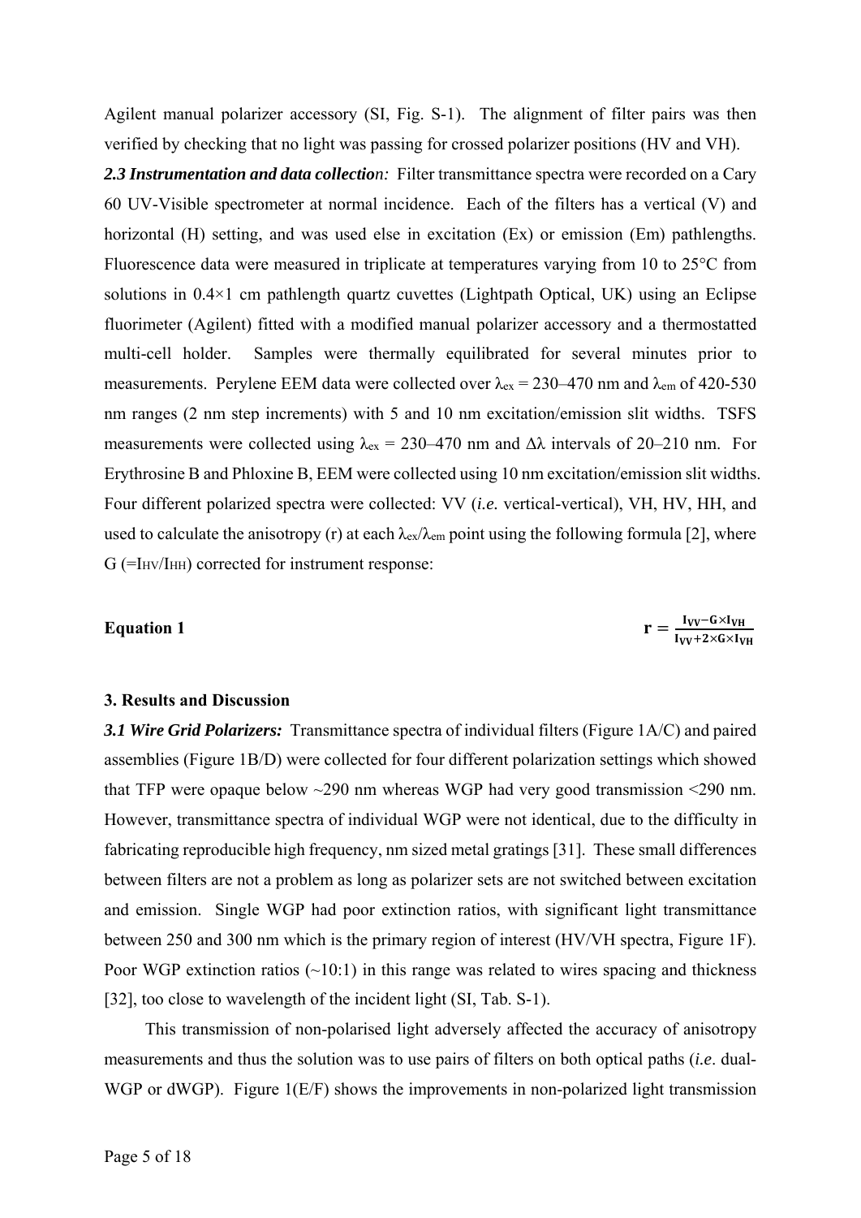Agilent manual polarizer accessory (SI, Fig. S-1). The alignment of filter pairs was then verified by checking that no light was passing for crossed polarizer positions (HV and VH).

***2.3 Instrumentation and data collection:*** Filter transmittance spectra were recorded on a Cary 60 UV-Visible spectrometer at normal incidence. Each of the filters has a vertical (V) and horizontal (H) setting, and was used else in excitation (Ex) or emission (Em) pathlengths. Fluorescence data were measured in triplicate at temperatures varying from 10 to 25°C from solutions in 0.4×1 cm pathlength quartz cuvettes (Lightpath Optical, UK) using an Eclipse fluorimeter (Agilent) fitted with a modified manual polarizer accessory and a thermostatted multi-cell holder. Samples were thermally equilibrated for several minutes prior to measurements. Perylene EEM data were collected over $\lambda_{ex}$ = 230–470 nm and $\lambda_{em}$ of 420-530 nm ranges (2 nm step increments) with 5 and 10 nm excitation/emission slit widths. TSFS measurements were collected using $\lambda_{ex}$ = 230–470 nm and $\Delta\lambda$ intervals of 20–210 nm. For Erythrosine B and Phloxine B, EEM were collected using 10 nm excitation/emission slit widths. Four different polarized spectra were collected: VV (*i.e.* vertical-vertical), VH, HV, HH, and used to calculate the anisotropy (r) at each $\lambda_{ex}/\lambda_{em}$ point using the following formula [2], where G (=$I_{HV}/I_{HH}$) corrected for instrument response:

**Equation 1**

$$\mathbf{r} = \frac{I_{VV} - G \times I_{VH}}{I_{VV} + 2 \times G \times I_{VH}}$$

## 3. Results and Discussion

***3.1 Wire Grid Polarizers:*** Transmittance spectra of individual filters (Figure 1A/C) and paired assemblies (Figure 1B/D) were collected for four different polarization settings which showed that TFP were opaque below ~290 nm whereas WGP had very good transmission <290 nm. However, transmittance spectra of individual WGP were not identical, due to the difficulty in fabricating reproducible high frequency, nm sized metal gratings [31]. These small differences between filters are not a problem as long as polarizer sets are not switched between excitation and emission. Single WGP had poor extinction ratios, with significant light transmittance between 250 and 300 nm which is the primary region of interest (HV/VH spectra, Figure 1F). Poor WGP extinction ratios (~10:1) in this range was related to wires spacing and thickness [32], too close to wavelength of the incident light (SI, Tab. S-1).

This transmission of non-polarised light adversely affected the accuracy of anisotropy measurements and thus the solution was to use pairs of filters on both optical paths (*i.e*. dual-WGP or dWGP). Figure 1(E/F) shows the improvements in non-polarized light transmission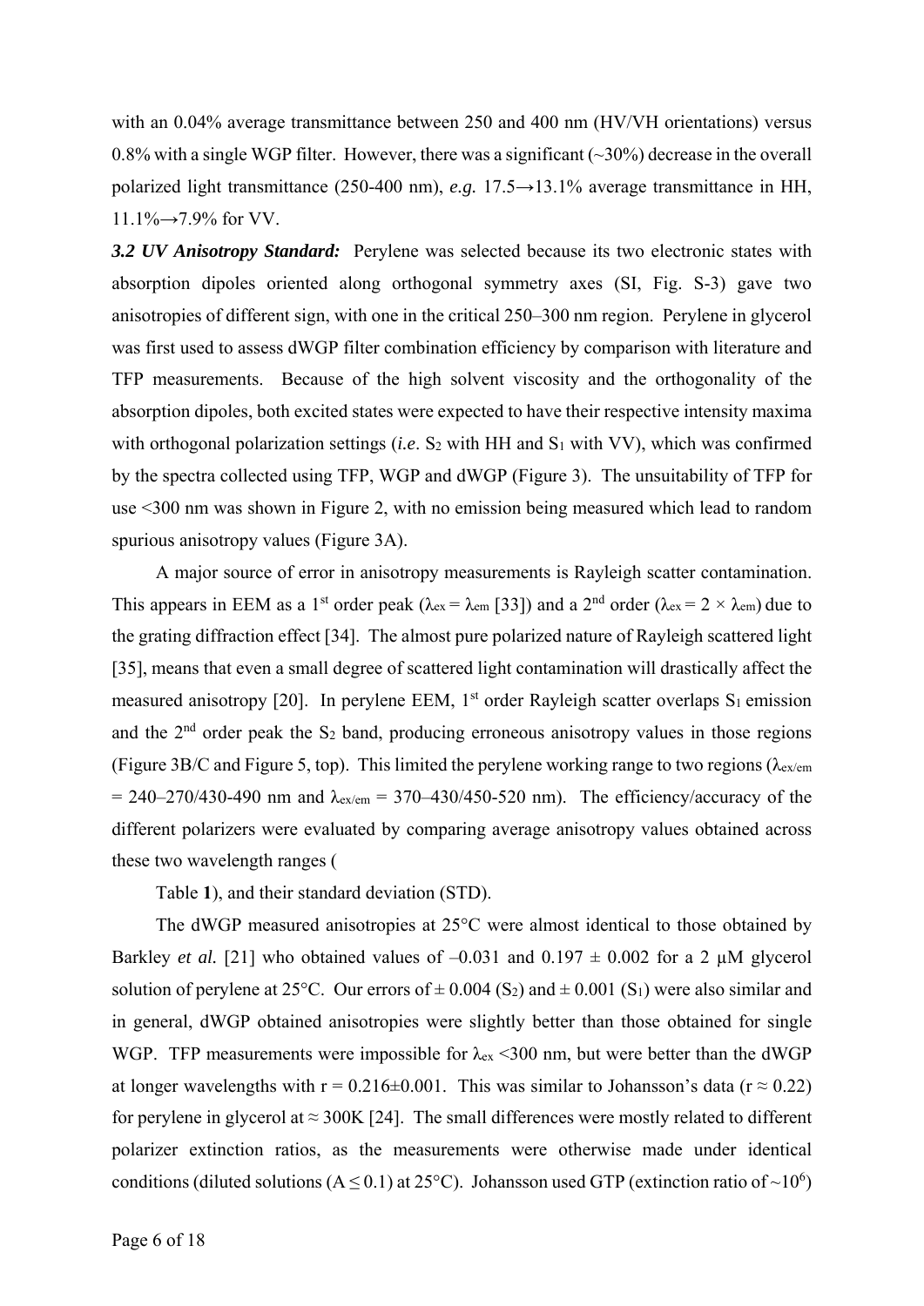with an 0.04% average transmittance between 250 and 400 nm (HV/VH orientations) versus 0.8% with a single WGP filter. However, there was a significant (~30%) decrease in the overall polarized light transmittance (250-400 nm), *e.g.* 17.5→13.1% average transmittance in HH, 11.1%→7.9% for VV.

***3.2 UV Anisotropy Standard:*** Perylene was selected because its two electronic states with absorption dipoles oriented along orthogonal symmetry axes (SI, Fig. S-3) gave two anisotropies of different sign, with one in the critical 250–300 nm region. Perylene in glycerol was first used to assess dWGP filter combination efficiency by comparison with literature and TFP measurements. Because of the high solvent viscosity and the orthogonality of the absorption dipoles, both excited states were expected to have their respective intensity maxima with orthogonal polarization settings (*i.e.* $S_2$ with HH and $S_1$ with VV), which was confirmed by the spectra collected using TFP, WGP and dWGP (Figure 3). The unsuitability of TFP for use <300 nm was shown in Figure 2, with no emission being measured which lead to random spurious anisotropy values (Figure 3A).

A major source of error in anisotropy measurements is Rayleigh scatter contamination. This appears in EEM as a 1st order peak ($\lambda_{ex} = \lambda_{em}$ [33]) and a 2nd order ($\lambda_{ex} = 2 \times \lambda_{em}$) due to the grating diffraction effect [34]. The almost pure polarized nature of Rayleigh scattered light [35], means that even a small degree of scattered light contamination will drastically affect the measured anisotropy [20]. In perylene EEM, 1st order Rayleigh scatter overlaps $S_1$ emission and the 2nd order peak the $S_2$ band, producing erroneous anisotropy values in those regions (Figure 3B/C and Figure 5, top). This limited the perylene working range to two regions ($\lambda_{ex/em}$ = 240–270/430-490 nm and $\lambda_{ex/em}$ = 370–430/450-520 nm). The efficiency/accuracy of the different polarizers were evaluated by comparing average anisotropy values obtained across these two wavelength ranges (

Table **1**), and their standard deviation (STD).

The dWGP measured anisotropies at 25°C were almost identical to those obtained by Barkley *et al.* [21] who obtained values of –0.031 and 0.197 ± 0.002 for a 2 µM glycerol solution of perylene at 25°C. Our errors of ± 0.004 ($S_2$) and ± 0.001 ($S_1$) were also similar and in general, dWGP obtained anisotropies were slightly better than those obtained for single WGP. TFP measurements were impossible for $\lambda_{ex}$ <300 nm, but were better than the dWGP at longer wavelengths with r = 0.216±0.001. This was similar to Johansson's data (r ≈ 0.22) for perylene in glycerol at ≈ 300K [24]. The small differences were mostly related to different polarizer extinction ratios, as the measurements were otherwise made under identical conditions (diluted solutions (A ≤ 0.1) at 25°C). Johansson used GTP (extinction ratio of ~$10^6$)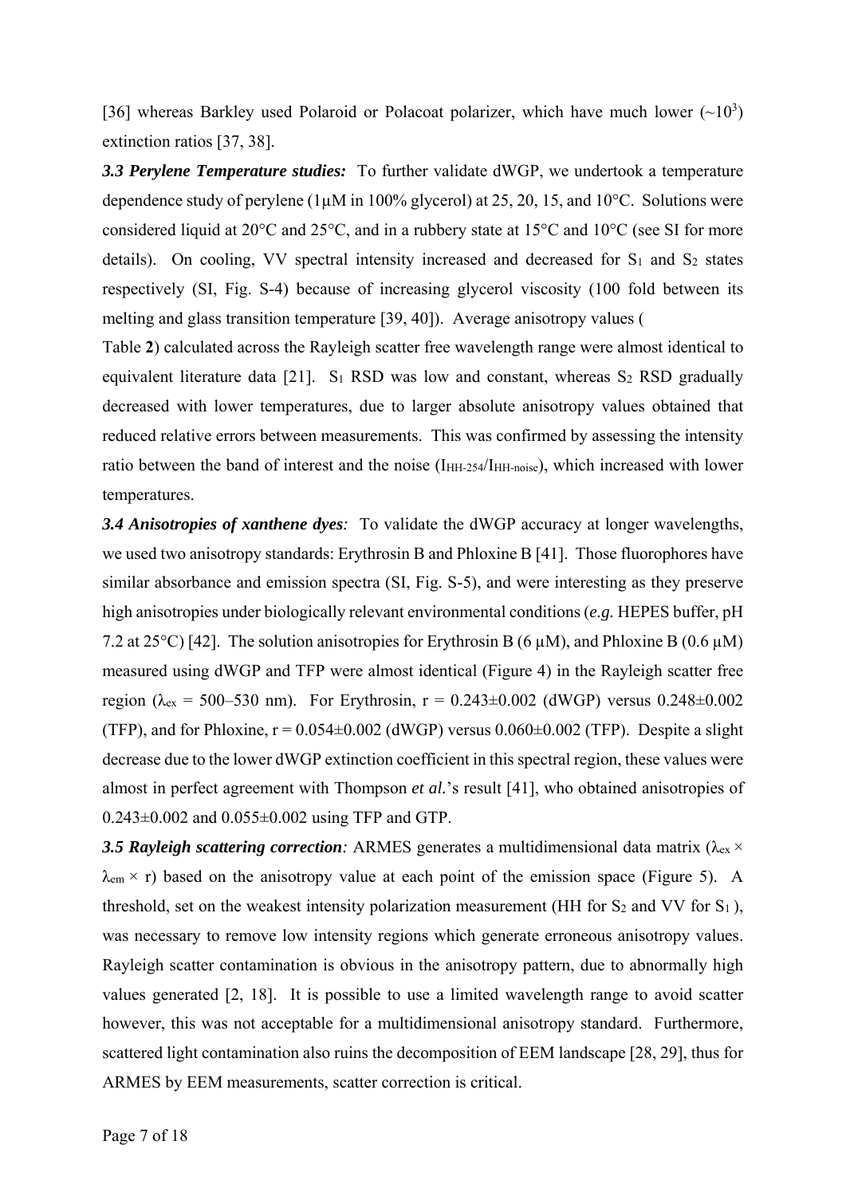[36] whereas Barkley used Polaroid or Polacoat polarizer, which have much lower ($\sim 10^3$) extinction ratios [37, 38].

***3.3 Perylene Temperature studies:*** To further validate dWGP, we undertook a temperature dependence study of perylene (1 μM in 100% glycerol) at 25, 20, 15, and 10°C. Solutions were considered liquid at 20°C and 25°C, and in a rubbery state at 15°C and 10°C (see SI for more details). On cooling, VV spectral intensity increased and decreased for $S_1$ and $S_2$ states respectively (SI, Fig. S-4) because of increasing glycerol viscosity (100 fold between its melting and glass transition temperature [39, 40]). Average anisotropy values (Table **2**) calculated across the Rayleigh scatter free wavelength range were almost identical to equivalent literature data [21]. $S_1$ RSD was low and constant, whereas $S_2$ RSD gradually decreased with lower temperatures, due to larger absolute anisotropy values obtained that reduced relative errors between measurements. This was confirmed by assessing the intensity ratio between the band of interest and the noise ($I_{HH\text{-}254}/I_{HH\text{-}noise}$), which increased with lower temperatures.

***3.4 Anisotropies of xanthene dyes:*** To validate the dWGP accuracy at longer wavelengths, we used two anisotropy standards: Erythrosin B and Phloxine B [41]. Those fluorophores have similar absorbance and emission spectra (SI, Fig. S-5), and were interesting as they preserve high anisotropies under biologically relevant environmental conditions (*e.g.* HEPES buffer, pH 7.2 at 25°C) [42]. The solution anisotropies for Erythrosin B (6 μM), and Phloxine B (0.6 μM) measured using dWGP and TFP were almost identical (Figure 4) in the Rayleigh scatter free region ($\lambda_{ex}$ = 500–530 nm). For Erythrosin, r = 0.243±0.002 (dWGP) versus 0.248±0.002 (TFP), and for Phloxine, r = 0.054±0.002 (dWGP) versus 0.060±0.002 (TFP). Despite a slight decrease due to the lower dWGP extinction coefficient in this spectral region, these values were almost in perfect agreement with Thompson *et al.*'s result [41], who obtained anisotropies of 0.243±0.002 and 0.055±0.002 using TFP and GTP.

***3.5 Rayleigh scattering correction:*** ARMES generates a multidimensional data matrix ($\lambda_{ex} \times \lambda_{em} \times r$) based on the anisotropy value at each point of the emission space (Figure 5). A threshold, set on the weakest intensity polarization measurement (HH for $S_2$ and VV for $S_1$), was necessary to remove low intensity regions which generate erroneous anisotropy values. Rayleigh scatter contamination is obvious in the anisotropy pattern, due to abnormally high values generated [2, 18]. It is possible to use a limited wavelength range to avoid scatter however, this was not acceptable for a multidimensional anisotropy standard. Furthermore, scattered light contamination also ruins the decomposition of EEM landscape [28, 29], thus for ARMES by EEM measurements, scatter correction is critical.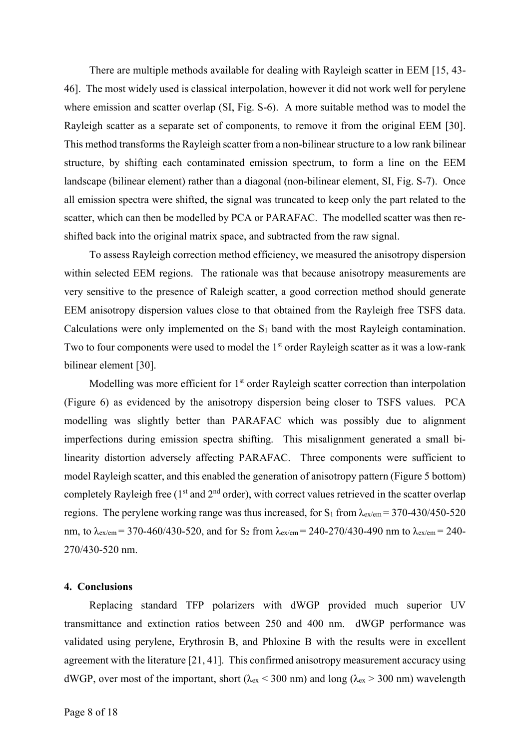There are multiple methods available for dealing with Rayleigh scatter in EEM [15, 43-46]. The most widely used is classical interpolation, however it did not work well for perylene where emission and scatter overlap (SI, Fig. S-6). A more suitable method was to model the Rayleigh scatter as a separate set of components, to remove it from the original EEM [30]. This method transforms the Rayleigh scatter from a non-bilinear structure to a low rank bilinear structure, by shifting each contaminated emission spectrum, to form a line on the EEM landscape (bilinear element) rather than a diagonal (non-bilinear element, SI, Fig. S-7). Once all emission spectra were shifted, the signal was truncated to keep only the part related to the scatter, which can then be modelled by PCA or PARAFAC. The modelled scatter was then re-shifted back into the original matrix space, and subtracted from the raw signal.

To assess Rayleigh correction method efficiency, we measured the anisotropy dispersion within selected EEM regions. The rationale was that because anisotropy measurements are very sensitive to the presence of Raleigh scatter, a good correction method should generate EEM anisotropy dispersion values close to that obtained from the Rayleigh free TSFS data. Calculations were only implemented on the $S_1$ band with the most Rayleigh contamination. Two to four components were used to model the 1st order Rayleigh scatter as it was a low-rank bilinear element [30].

Modelling was more efficient for 1st order Rayleigh scatter correction than interpolation (Figure 6) as evidenced by the anisotropy dispersion being closer to TSFS values. PCA modelling was slightly better than PARAFAC which was possibly due to alignment imperfections during emission spectra shifting. This misalignment generated a small bi-linearity distortion adversely affecting PARAFAC. Three components were sufficient to model Rayleigh scatter, and this enabled the generation of anisotropy pattern (Figure 5 bottom) completely Rayleigh free (1st and 2nd order), with correct values retrieved in the scatter overlap regions. The perylene working range was thus increased, for $S_1$ from $\lambda_{ex/em}$ = 370-430/450-520 nm, to $\lambda_{ex/em}$ = 370-460/430-520, and for $S_2$ from $\lambda_{ex/em}$ = 240-270/430-490 nm to $\lambda_{ex/em}$ = 240-270/430-520 nm.

## 4. Conclusions

Replacing standard TFP polarizers with dWGP provided much superior UV transmittance and extinction ratios between 250 and 400 nm. dWGP performance was validated using perylene, Erythrosin B, and Phloxine B with the results were in excellent agreement with the literature [21, 41]. This confirmed anisotropy measurement accuracy using dWGP, over most of the important, short ($\lambda_{ex}$ < 300 nm) and long ($\lambda_{ex}$ > 300 nm) wavelength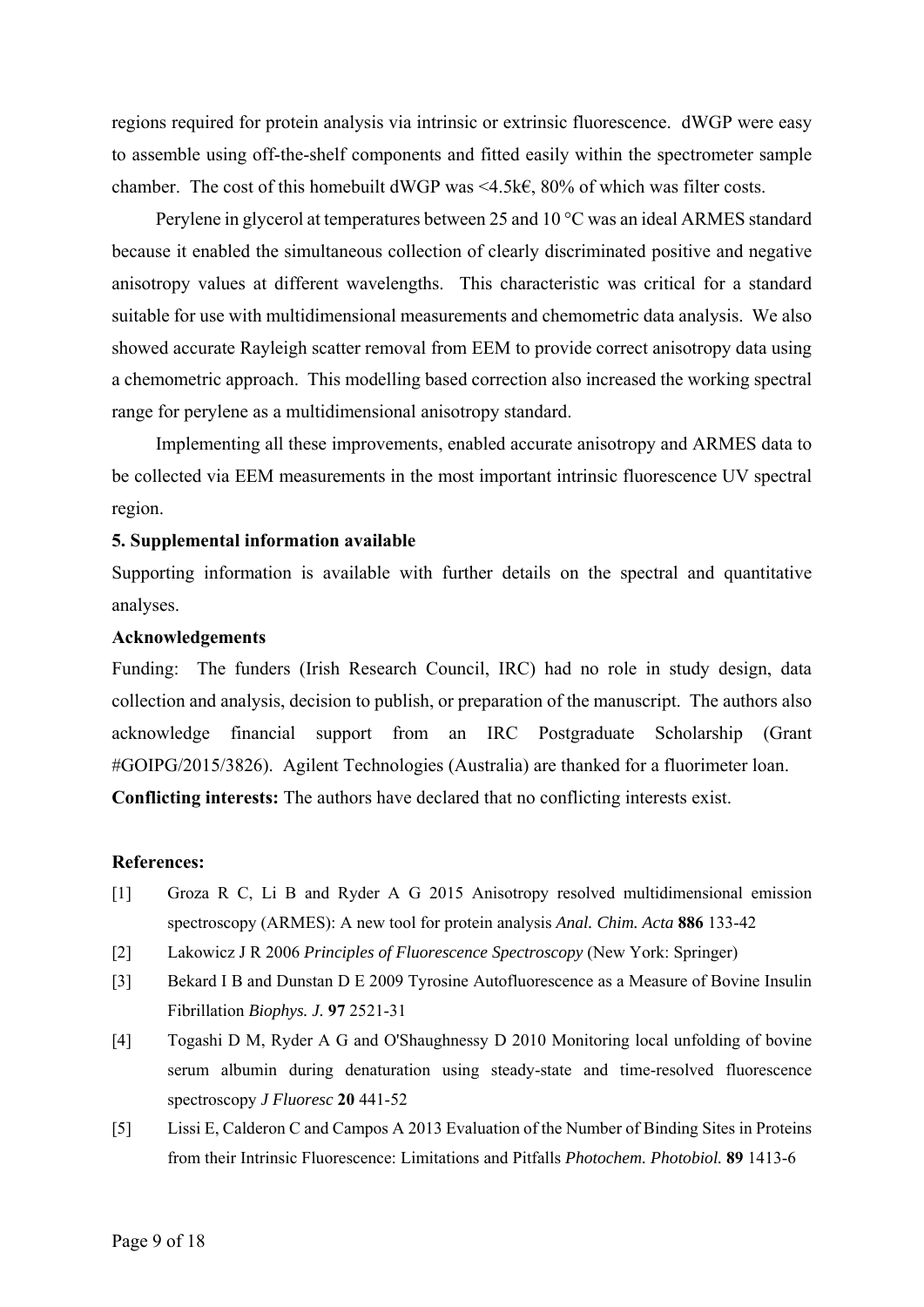regions required for protein analysis via intrinsic or extrinsic fluorescence. dWGP were easy to assemble using off-the-shelf components and fitted easily within the spectrometer sample chamber. The cost of this homebuilt dWGP was <4.5k€, 80% of which was filter costs.

Perylene in glycerol at temperatures between 25 and 10 °C was an ideal ARMES standard because it enabled the simultaneous collection of clearly discriminated positive and negative anisotropy values at different wavelengths. This characteristic was critical for a standard suitable for use with multidimensional measurements and chemometric data analysis. We also showed accurate Rayleigh scatter removal from EEM to provide correct anisotropy data using a chemometric approach. This modelling based correction also increased the working spectral range for perylene as a multidimensional anisotropy standard.

Implementing all these improvements, enabled accurate anisotropy and ARMES data to be collected via EEM measurements in the most important intrinsic fluorescence UV spectral region.

### 5. Supplemental information available

Supporting information is available with further details on the spectral and quantitative analyses.

### Acknowledgements

Funding: The funders (Irish Research Council, IRC) had no role in study design, data collection and analysis, decision to publish, or preparation of the manuscript. The authors also acknowledge financial support from an IRC Postgraduate Scholarship (Grant #GOIPG/2015/3826). Agilent Technologies (Australia) are thanked for a fluorimeter loan.

**Conflicting interests:** The authors have declared that no conflicting interests exist.

### References:

[1] Groza R C, Li B and Ryder A G 2015 Anisotropy resolved multidimensional emission spectroscopy (ARMES): A new tool for protein analysis *Anal. Chim. Acta* **886** 133-42

[2] Lakowicz J R 2006 *Principles of Fluorescence Spectroscopy* (New York: Springer)

[3] Bekard I B and Dunstan D E 2009 Tyrosine Autofluorescence as a Measure of Bovine Insulin Fibrillation *Biophys. J.* **97** 2521-31

[4] Togashi D M, Ryder A G and O'Shaughnessy D 2010 Monitoring local unfolding of bovine serum albumin during denaturation using steady-state and time-resolved fluorescence spectroscopy *J Fluoresc* **20** 441-52

[5] Lissi E, Calderon C and Campos A 2013 Evaluation of the Number of Binding Sites in Proteins from their Intrinsic Fluorescence: Limitations and Pitfalls *Photochem. Photobiol.* **89** 1413-6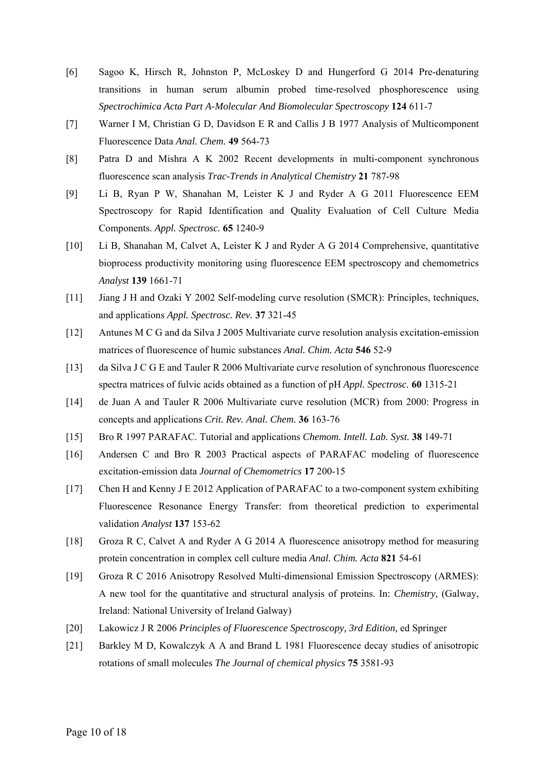[6] Sagoo K, Hirsch R, Johnston P, McLoskey D and Hungerford G 2014 Pre-denaturing transitions in human serum albumin probed time-resolved phosphorescence using *Spectrochimica Acta Part A-Molecular And Biomolecular Spectroscopy* **124** 611-7

[7] Warner I M, Christian G D, Davidson E R and Callis J B 1977 Analysis of Multicomponent Fluorescence Data *Anal. Chem.* **49** 564-73

[8] Patra D and Mishra A K 2002 Recent developments in multi-component synchronous fluorescence scan analysis *Trac-Trends in Analytical Chemistry* **21** 787-98

[9] Li B, Ryan P W, Shanahan M, Leister K J and Ryder A G 2011 Fluorescence EEM Spectroscopy for Rapid Identification and Quality Evaluation of Cell Culture Media Components. *Appl. Spectrosc.* **65** 1240-9

[10] Li B, Shanahan M, Calvet A, Leister K J and Ryder A G 2014 Comprehensive, quantitative bioprocess productivity monitoring using fluorescence EEM spectroscopy and chemometrics *Analyst* **139** 1661-71

[11] Jiang J H and Ozaki Y 2002 Self-modeling curve resolution (SMCR): Principles, techniques, and applications *Appl. Spectrosc. Rev.* **37** 321-45

[12] Antunes M C G and da Silva J 2005 Multivariate curve resolution analysis excitation-emission matrices of fluorescence of humic substances *Anal. Chim. Acta* **546** 52-9

[13] da Silva J C G E and Tauler R 2006 Multivariate curve resolution of synchronous fluorescence spectra matrices of fulvic acids obtained as a function of pH *Appl. Spectrosc.* **60** 1315-21

[14] de Juan A and Tauler R 2006 Multivariate curve resolution (MCR) from 2000: Progress in concepts and applications *Crit. Rev. Anal. Chem.* **36** 163-76

[15] Bro R 1997 PARAFAC. Tutorial and applications *Chemom. Intell. Lab. Syst.* **38** 149-71

[16] Andersen C and Bro R 2003 Practical aspects of PARAFAC modeling of fluorescence excitation-emission data *Journal of Chemometrics* **17** 200-15

[17] Chen H and Kenny J E 2012 Application of PARAFAC to a two-component system exhibiting Fluorescence Resonance Energy Transfer: from theoretical prediction to experimental validation *Analyst* **137** 153-62

[18] Groza R C, Calvet A and Ryder A G 2014 A fluorescence anisotropy method for measuring protein concentration in complex cell culture media *Anal. Chim. Acta* **821** 54-61

[19] Groza R C 2016 Anisotropy Resolved Multi-dimensional Emission Spectroscopy (ARMES): A new tool for the quantitative and structural analysis of proteins. In: *Chemistry,* (Galway, Ireland: National University of Ireland Galway)

[20] Lakowicz J R 2006 *Principles of Fluorescence Spectroscopy, 3rd Edition,* ed Springer

[21] Barkley M D, Kowalczyk A A and Brand L 1981 Fluorescence decay studies of anisotropic rotations of small molecules *The Journal of chemical physics* **75** 3581-93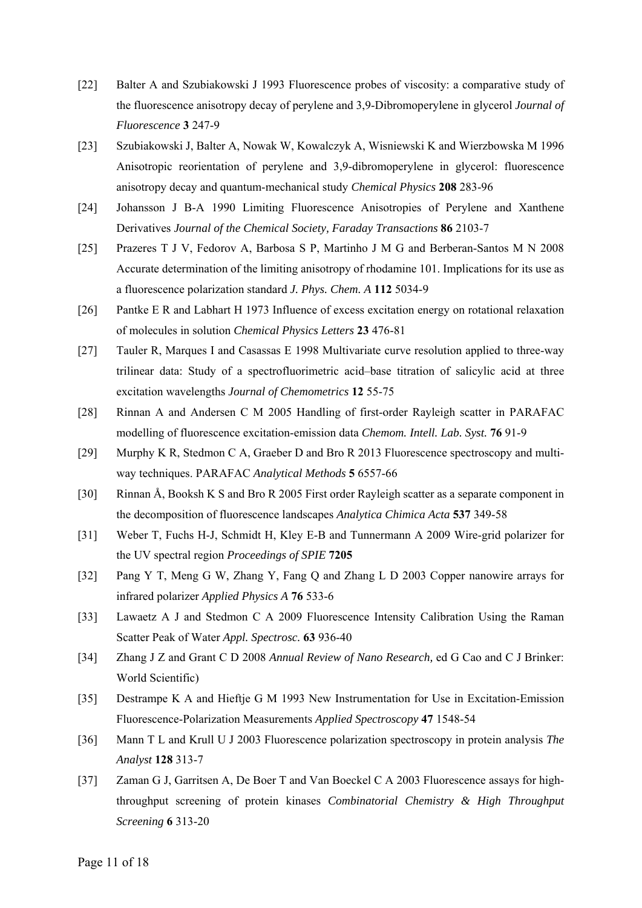[22] Balter A and Szubiakowski J 1993 Fluorescence probes of viscosity: a comparative study of the fluorescence anisotropy decay of perylene and 3,9-Dibromoperylene in glycerol *Journal of Fluorescence* **3** 247-9

[23] Szubiakowski J, Balter A, Nowak W, Kowalczyk A, Wisniewski K and Wierzbowska M 1996 Anisotropic reorientation of perylene and 3,9-dibromoperylene in glycerol: fluorescence anisotropy decay and quantum-mechanical study *Chemical Physics* **208** 283-96

[24] Johansson J B-A 1990 Limiting Fluorescence Anisotropies of Perylene and Xanthene Derivatives *Journal of the Chemical Society, Faraday Transactions* **86** 2103-7

[25] Prazeres T J V, Fedorov A, Barbosa S P, Martinho J M G and Berberan-Santos M N 2008 Accurate determination of the limiting anisotropy of rhodamine 101. Implications for its use as a fluorescence polarization standard *J. Phys. Chem. A* **112** 5034-9

[26] Pantke E R and Labhart H 1973 Influence of excess excitation energy on rotational relaxation of molecules in solution *Chemical Physics Letters* **23** 476-81

[27] Tauler R, Marques I and Casassas E 1998 Multivariate curve resolution applied to three-way trilinear data: Study of a spectrofluorimetric acid–base titration of salicylic acid at three excitation wavelengths *Journal of Chemometrics* **12** 55-75

[28] Rinnan A and Andersen C M 2005 Handling of first-order Rayleigh scatter in PARAFAC modelling of fluorescence excitation-emission data *Chemom. Intell. Lab. Syst.* **76** 91-9

[29] Murphy K R, Stedmon C A, Graeber D and Bro R 2013 Fluorescence spectroscopy and multi-way techniques. PARAFAC *Analytical Methods* **5** 6557-66

[30] Rinnan Å, Booksh K S and Bro R 2005 First order Rayleigh scatter as a separate component in the decomposition of fluorescence landscapes *Analytica Chimica Acta* **537** 349-58

[31] Weber T, Fuchs H-J, Schmidt H, Kley E-B and Tunnermann A 2009 Wire-grid polarizer for the UV spectral region *Proceedings of SPIE* **7205**

[32] Pang Y T, Meng G W, Zhang Y, Fang Q and Zhang L D 2003 Copper nanowire arrays for infrared polarizer *Applied Physics A* **76** 533-6

[33] Lawaetz A J and Stedmon C A 2009 Fluorescence Intensity Calibration Using the Raman Scatter Peak of Water *Appl. Spectrosc.* **63** 936-40

[34] Zhang J Z and Grant C D 2008 *Annual Review of Nano Research,* ed G Cao and C J Brinker: World Scientific)

[35] Destrampe K A and Hieftje G M 1993 New Instrumentation for Use in Excitation-Emission Fluorescence-Polarization Measurements *Applied Spectroscopy* **47** 1548-54

[36] Mann T L and Krull U J 2003 Fluorescence polarization spectroscopy in protein analysis *The Analyst* **128** 313-7

[37] Zaman G J, Garritsen A, De Boer T and Van Boeckel C A 2003 Fluorescence assays for high-throughput screening of protein kinases *Combinatorial Chemistry & High Throughput Screening* **6** 313-20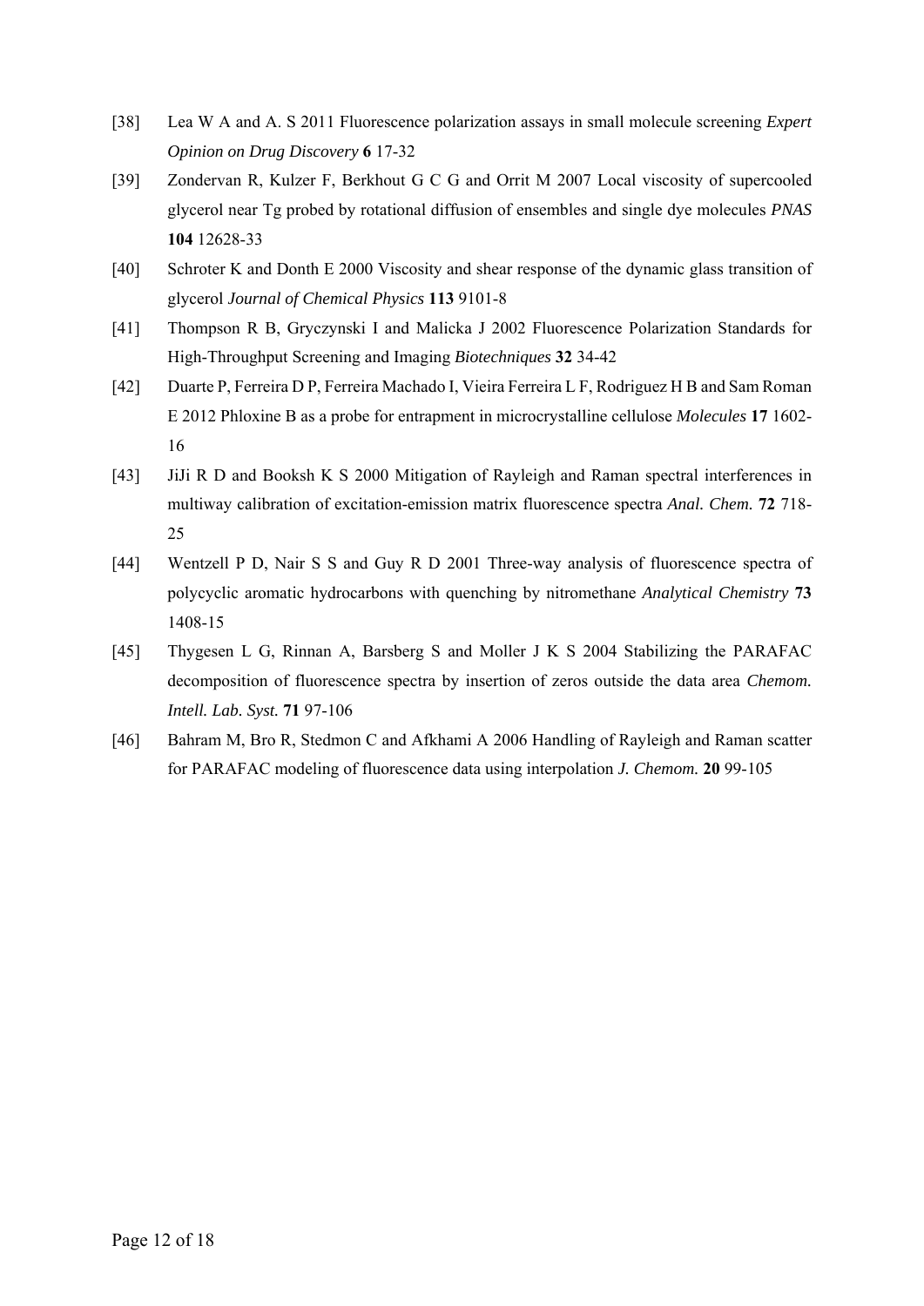[38] Lea W A and A. S 2011 Fluorescence polarization assays in small molecule screening *Expert Opinion on Drug Discovery* **6** 17-32

[39] Zondervan R, Kulzer F, Berkhout G C G and Orrit M 2007 Local viscosity of supercooled glycerol near Tg probed by rotational diffusion of ensembles and single dye molecules *PNAS* **104** 12628-33

[40] Schroter K and Donth E 2000 Viscosity and shear response of the dynamic glass transition of glycerol *Journal of Chemical Physics* **113** 9101-8

[41] Thompson R B, Gryczynski I and Malicka J 2002 Fluorescence Polarization Standards for High-Throughput Screening and Imaging *Biotechniques* **32** 34-42

[42] Duarte P, Ferreira D P, Ferreira Machado I, Vieira Ferreira L F, Rodriguez H B and Sam Roman E 2012 Phloxine B as a probe for entrapment in microcrystalline cellulose *Molecules* **17** 1602-16

[43] JiJi R D and Booksh K S 2000 Mitigation of Rayleigh and Raman spectral interferences in multiway calibration of excitation-emission matrix fluorescence spectra *Anal. Chem.* **72** 718-25

[44] Wentzell P D, Nair S S and Guy R D 2001 Three-way analysis of fluorescence spectra of polycyclic aromatic hydrocarbons with quenching by nitromethane *Analytical Chemistry* **73** 1408-15

[45] Thygesen L G, Rinnan A, Barsberg S and Moller J K S 2004 Stabilizing the PARAFAC decomposition of fluorescence spectra by insertion of zeros outside the data area *Chemom. Intell. Lab. Syst.* **71** 97-106

[46] Bahram M, Bro R, Stedmon C and Afkhami A 2006 Handling of Rayleigh and Raman scatter for PARAFAC modeling of fluorescence data using interpolation *J. Chemom.* **20** 99-105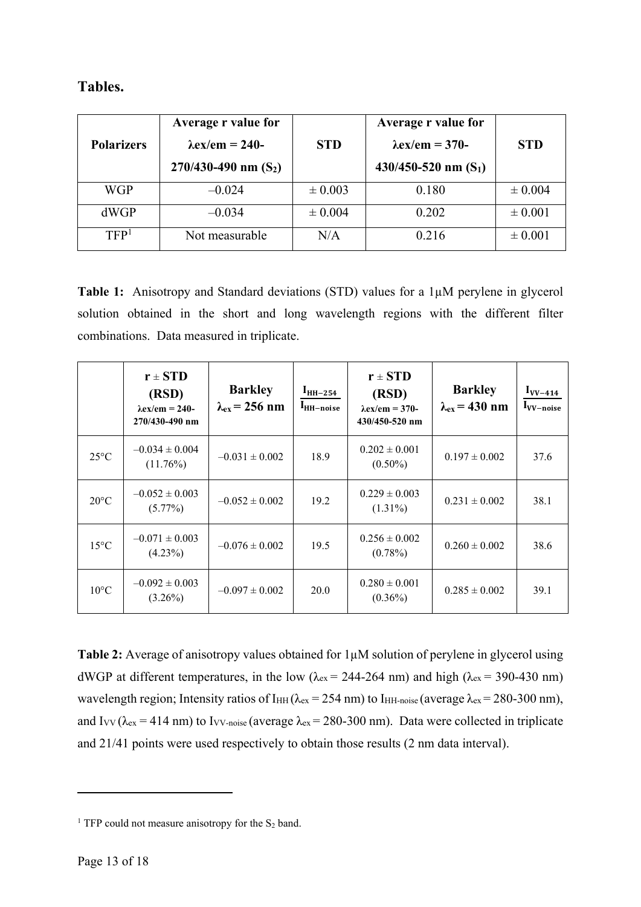## Tables.

| Polarizers | Average r value for λex/em = 240-270/430-490 nm ($S_2$) | STD | Average r value for λex/em = 370-430/450-520 nm ($S_1$) | STD |
|---|---|---|---|---|
| WGP | –0.024 | ± 0.003 | 0.180 | ± 0.004 |
| dWGP | –0.034 | ± 0.004 | 0.202 | ± 0.001 |
| TFP[1] | Not measurable | N/A | 0.216 | ± 0.001 |

**Table 1:** Anisotropy and Standard deviations (STD) values for a 1µM perylene in glycerol solution obtained in the short and long wavelength regions with the different filter combinations. Data measured in triplicate.

| | r ± STD (RSD) λex/em = 240-270/430-490 nm | Barkley $\lambda_{ex}$ = 256 nm | $\frac{I_{HH-254}}{I_{HH-noise}}$ | r ± STD (RSD) λex/em = 370-430/450-520 nm | Barkley $\lambda_{ex}$ = 430 nm | $\frac{I_{VV-414}}{I_{VV-noise}}$ |
|---|---|---|---|---|---|---|
| 25°C | –0.034 ± 0.004 (11.76%) | –0.031 ± 0.002 | 18.9 | 0.202 ± 0.001 (0.50%) | 0.197 ± 0.002 | 37.6 |
| 20°C | –0.052 ± 0.003 (5.77%) | –0.052 ± 0.002 | 19.2 | 0.229 ± 0.003 (1.31%) | 0.231 ± 0.002 | 38.1 |
| 15°C | –0.071 ± 0.003 (4.23%) | –0.076 ± 0.002 | 19.5 | 0.256 ± 0.002 (0.78%) | 0.260 ± 0.002 | 38.6 |
| 10°C | –0.092 ± 0.003 (3.26%) | –0.097 ± 0.002 | 20.0 | 0.280 ± 0.001 (0.36%) | 0.285 ± 0.002 | 39.1 |

**Table 2:** Average of anisotropy values obtained for 1µM solution of perylene in glycerol using dWGP at different temperatures, in the low ($\lambda_{ex}$ = 244-264 nm) and high ($\lambda_{ex}$ = 390-430 nm) wavelength region; Intensity ratios of $I_{HH}$ ($\lambda_{ex}$ = 254 nm) to $I_{HH\text{-}noise}$ (average $\lambda_{ex}$ = 280-300 nm), and $I_{VV}$ ($\lambda_{ex}$ = 414 nm) to $I_{VV\text{-}noise}$ (average $\lambda_{ex}$ = 280-300 nm). Data were collected in triplicate and 21/41 points were used respectively to obtain those results (2 nm data interval).

[1] TFP could not measure anisotropy for the $S_2$ band.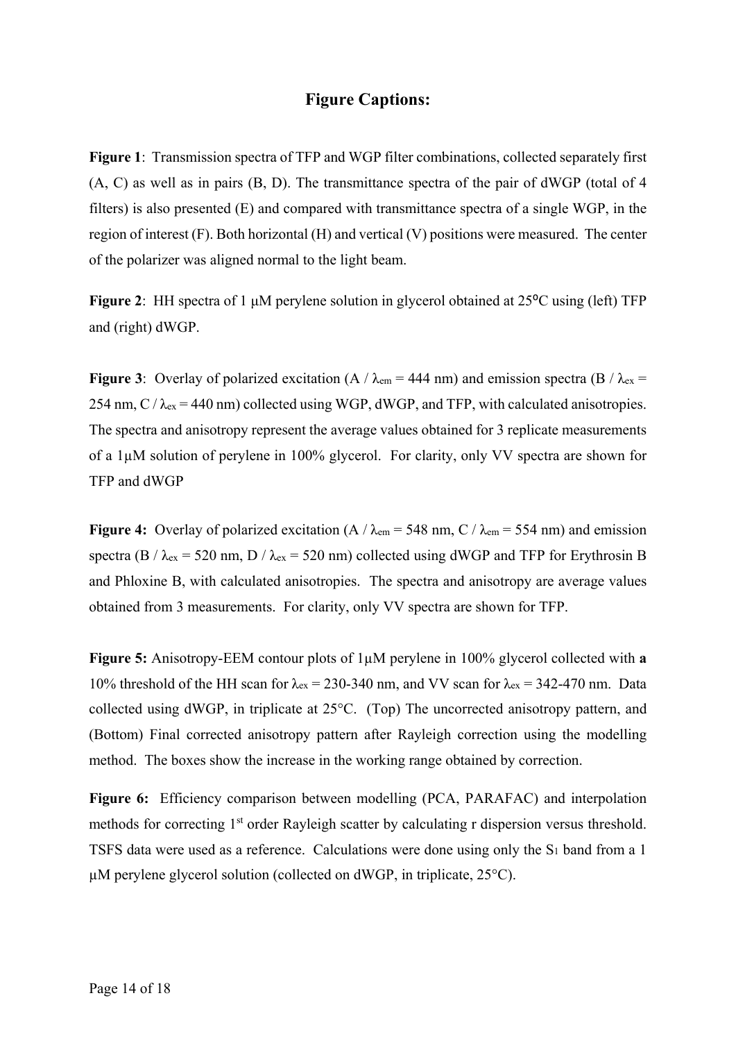# Figure Captions:

**Figure 1**: Transmission spectra of TFP and WGP filter combinations, collected separately first (A, C) as well as in pairs (B, D). The transmittance spectra of the pair of dWGP (total of 4 filters) is also presented (E) and compared with transmittance spectra of a single WGP, in the region of interest (F). Both horizontal (H) and vertical (V) positions were measured. The center of the polarizer was aligned normal to the light beam.

**Figure 2**: HH spectra of 1 μM perylene solution in glycerol obtained at 25°C using (left) TFP and (right) dWGP.

**Figure 3**: Overlay of polarized excitation (A / $\lambda_{em}$ = 444 nm) and emission spectra (B / $\lambda_{ex}$ = 254 nm, C / $\lambda_{ex}$ = 440 nm) collected using WGP, dWGP, and TFP, with calculated anisotropies. The spectra and anisotropy represent the average values obtained for 3 replicate measurements of a 1μM solution of perylene in 100% glycerol. For clarity, only VV spectra are shown for TFP and dWGP

**Figure 4:** Overlay of polarized excitation (A / $\lambda_{em}$ = 548 nm, C / $\lambda_{em}$ = 554 nm) and emission spectra (B / $\lambda_{ex}$ = 520 nm, D / $\lambda_{ex}$ = 520 nm) collected using dWGP and TFP for Erythrosin B and Phloxine B, with calculated anisotropies. The spectra and anisotropy are average values obtained from 3 measurements. For clarity, only VV spectra are shown for TFP.

**Figure 5:** Anisotropy-EEM contour plots of 1μM perylene in 100% glycerol collected with **a** 10% threshold of the HH scan for $\lambda_{ex}$ = 230-340 nm, and VV scan for $\lambda_{ex}$ = 342-470 nm. Data collected using dWGP, in triplicate at 25°C. (Top) The uncorrected anisotropy pattern, and (Bottom) Final corrected anisotropy pattern after Rayleigh correction using the modelling method. The boxes show the increase in the working range obtained by correction.

**Figure 6:** Efficiency comparison between modelling (PCA, PARAFAC) and interpolation methods for correcting 1st order Rayleigh scatter by calculating r dispersion versus threshold. TSFS data were used as a reference. Calculations were done using only the $S_1$ band from a 1 μM perylene glycerol solution (collected on dWGP, in triplicate, 25°C).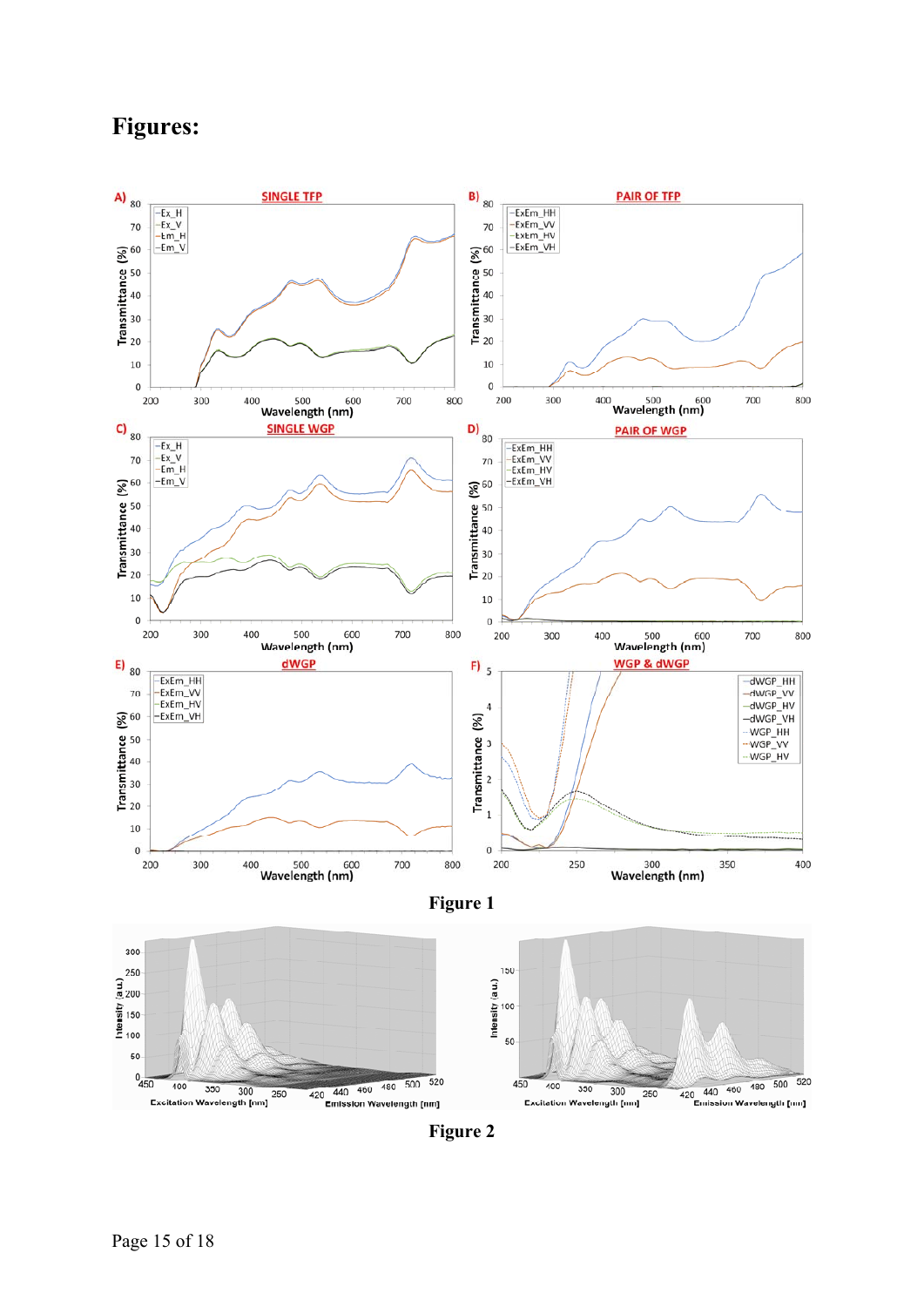# Figures:

Figure 1

Figure 2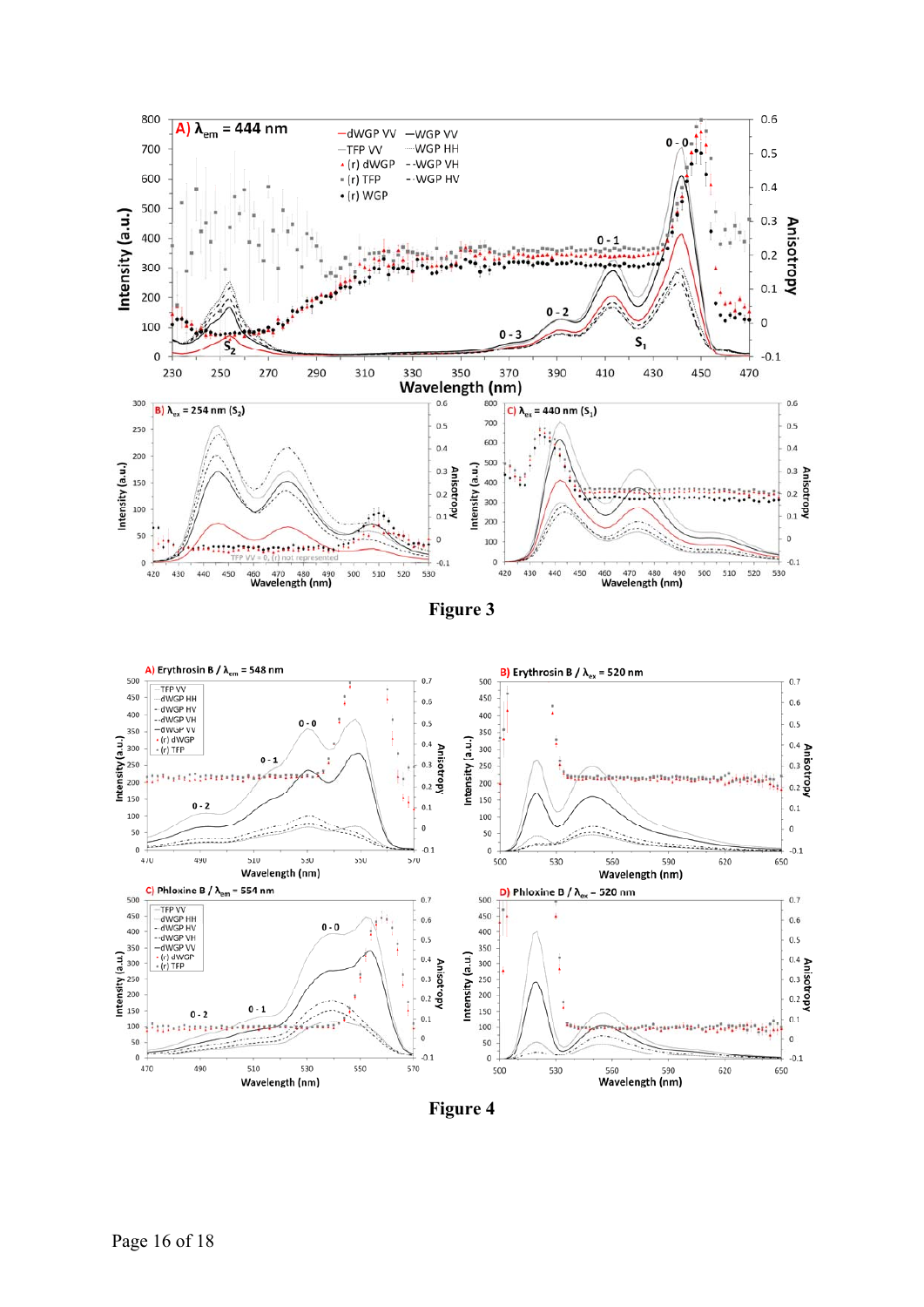Figure 3

Figure 4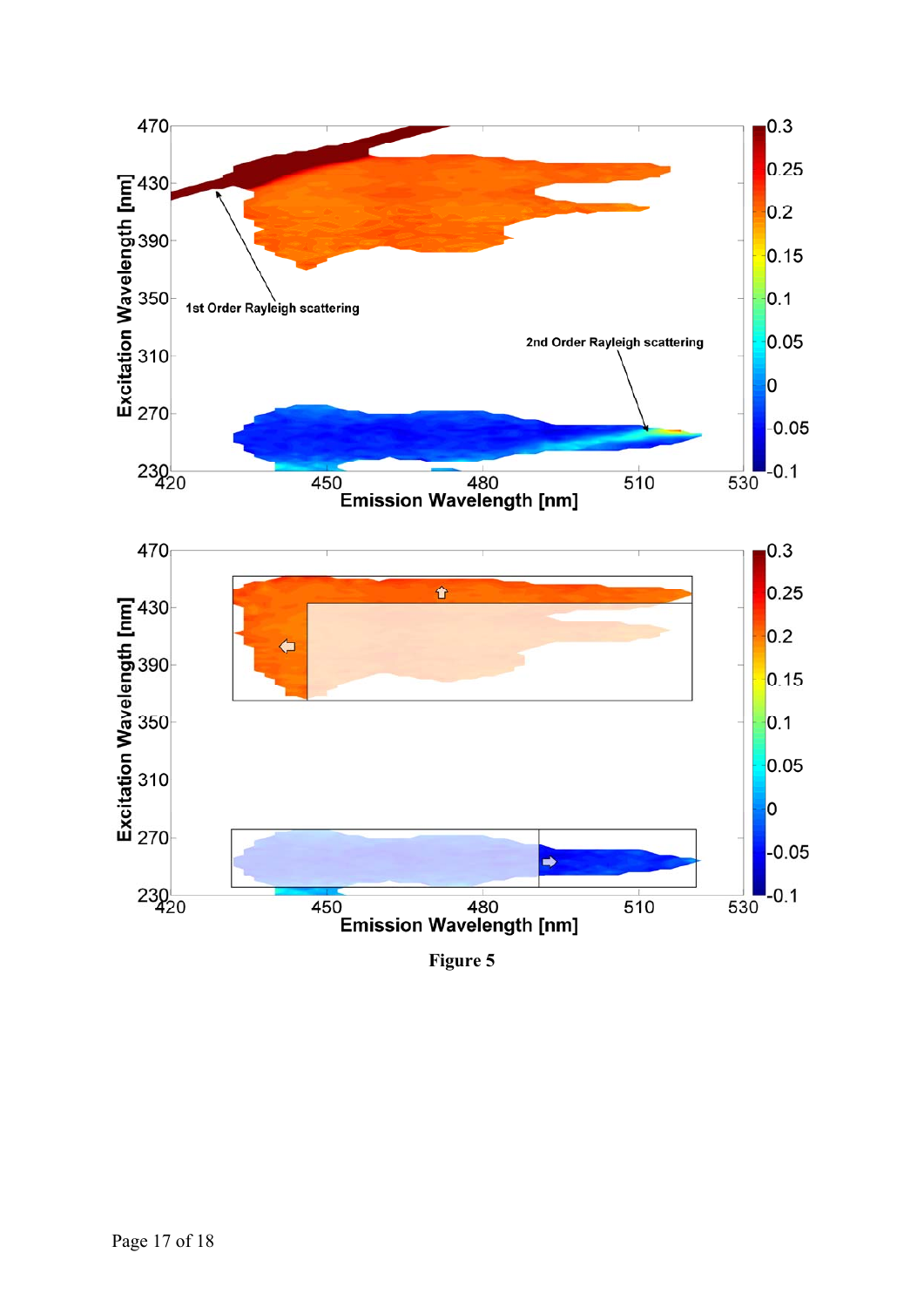**Figure 5**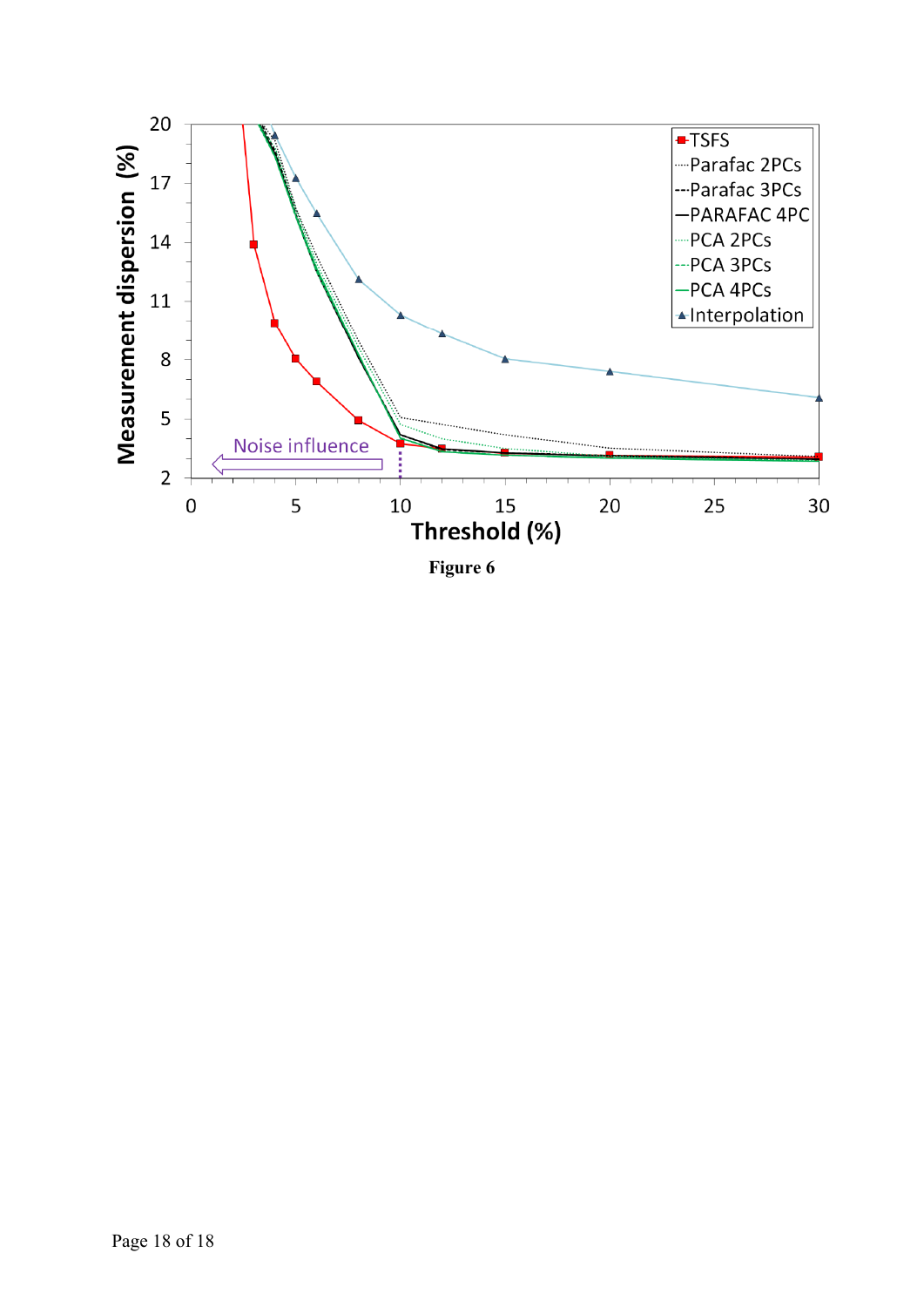Measurement dispersion (%)

20
17
14
11
8
5
2

0
5
10
15
20
25
30

Threshold (%)

TSFS
Parafac 2PCs
Parafac 3PCs
PARAFAC 4PC
PCA 2PCs
PCA 3PCs
PCA 4PCs
Interpolation

Noise influence

**Figure 6**